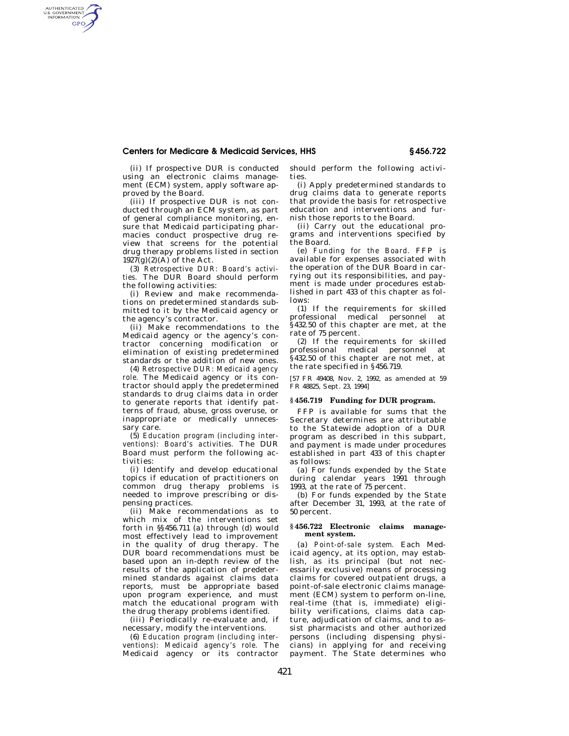(ii) If prospective DUR is conducted using an electronic claims management (ECM) system, apply software approved by the Board.

(iii) If prospective DUR is not conducted through an ECM system, as part of general compliance monitoring, ensure that Medicaid participating pharmacies conduct prospective drug review that screens for the potential drug therapy problems listed in section 1927(g)(2)(A) of the Act.

(3) *Retrospective DUR: Board's activities.* The DUR Board should perform the following activities:

(i) Review and make recommendations on predetermined standards submitted to it by the Medicaid agency or the agency's contractor.

(ii) Make recommendations to the Medicaid agency or the agency's contractor concerning modification or elimination of existing predetermined standards or the addition of new ones.

(4) *Retrospective DUR: Medicaid agency role.* The Medicaid agency or its contractor should apply the predetermined standards to drug claims data in order to generate reports that identify patterns of fraud, abuse, gross overuse, or inappropriate or medically unnecessary care.

(5) *Education program (including interventions): Board's activities.* The DUR Board must perform the following activities:

(i) Identify and develop educational topics if education of practitioners on common drug therapy problems is needed to improve prescribing or dispensing practices.

(ii) Make recommendations as to which mix of the interventions set forth in §§456.711 (a) through (d) would most effectively lead to improvement in the quality of drug therapy. The DUR board recommendations must be based upon an in-depth review of the results of the application of predetermined standards against claims data reports, must be appropriate based upon program experience, and must match the educational program with the drug therapy problems identified.

(iii) Periodically re-evaluate and, if necessary, modify the interventions.

(6) *Education program (including interventions): Medicaid agency's role.* The Medicaid agency or its contractor should perform the following activities.

(i) Apply predetermined standards to drug claims data to generate reports that provide the basis for retrospective education and interventions and furnish those reports to the Board.

(ii) Carry out the educational programs and interventions specified by the Board.

(e) *Funding for the Board.* FFP is available for expenses associated with the operation of the DUR Board in carrying out its responsibilities, and payment is made under procedures established in part 433 of this chapter as follows:

(1) If the requirements for skilled professional medical personnel at §432.50 of this chapter are met, at the rate of 75 percent.

(2) If the requirements for skilled professional medical personnel at §432.50 of this chapter are not met, at the rate specified in §456.719.

[57 FR 49408, Nov. 2, 1992, as amended at 59 FR 48825, Sept. 23, 1994]

### §456.719 Funding for DUR program.

FFP is available for sums that the Secretary determines are attributable to the Statewide adoption of a DUR program as described in this subpart, and payment is made under procedures established in part 433 of this chapter as follows:

(a) For funds expended by the State during calendar years 1991 through 1993, at the rate of 75 percent.

(b) For funds expended by the State after December 31, 1993, at the rate of 50 percent.

### §456.722 Electronic claims management system.

(a) *Point-of-sale system.* Each Medicaid agency, at its option, may establish, as its principal (but not necessarily exclusive) means of processing claims for covered outpatient drugs, a point-of-sale electronic claims management (ECM) system to perform on-line, real-time (that is, immediate) eligibility verifications, claims data capture, adjudication of claims, and to assist pharmacists and other authorized persons (including dispensing physicians) in applying for and receiving payment. The State determines who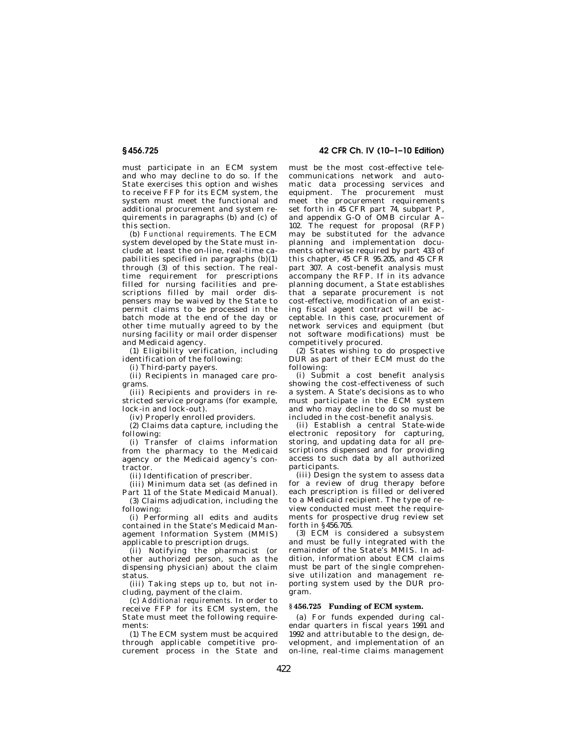must participate in an ECM system and who may decline to do so. If the State exercises this option and wishes to receive FFP for its ECM system, the system must meet the functional and additional procurement and system requirements in paragraphs (b) and (c) of this section.

(b) *Functional requirements.* The ECM system developed by the State must include at least the on-line, real-time capabilities specified in paragraphs (b)(1) through (3) of this section. The real-time requirement for prescriptions filled for nursing facilities and prescriptions filled by mail order dispensers may be waived by the State to permit claims to be processed in the batch mode at the end of the day or other time mutually agreed to by the nursing facility or mail order dispenser and Medicaid agency.

(1) Eligibility verification, including identification of the following:

(i) Third-party payers.

(ii) Recipients in managed care programs.

(iii) Recipients and providers in restricted service programs (for example, lock-in and lock-out).

(iv) Properly enrolled providers.

(2) Claims data capture, including the following:

(i) Transfer of claims information from the pharmacy to the Medicaid agency or the Medicaid agency's contractor.

(ii) Identification of prescriber.

(iii) Minimum data set (as defined in Part 11 of the State Medicaid Manual).

(3) Claims adjudication, including the following:

(i) Performing all edits and audits contained in the State's Medicaid Management Information System (MMIS) applicable to prescription drugs.

(ii) Notifying the pharmacist (or other authorized person, such as the dispensing physician) about the claim status.

(iii) Taking steps up to, but not including, payment of the claim.

(c) *Additional requirements.* In order to receive FFP for its ECM system, the State must meet the following requirements:

(1) The ECM system must be acquired through applicable competitive procurement process in the State and must be the most cost-effective telecommunications network and automatic data processing services and equipment. The procurement must meet the procurement requirements set forth in 45 CFR part 74, subpart P, and appendix G-O of OMB circular A–102. The request for proposal (RFP) may be substituted for the advance planning and implementation documents otherwise required by part 433 of this chapter, 45 CFR 95.205, and 45 CFR part 307. A cost-benefit analysis must accompany the RFP. If in its advance planning document, a State establishes that a separate procurement is not cost-effective, modification of an existing fiscal agent contract will be acceptable. In this case, procurement of network services and equipment (but not software modifications) must be competitively procured.

(2) States wishing to do prospective DUR as part of their ECM must do the following:

(i) Submit a cost benefit analysis showing the cost-effectiveness of such a system. A State's decisions as to who must participate in the ECM system and who may decline to do so must be included in the cost-benefit analysis.

(ii) Establish a central State-wide electronic repository for capturing, storing, and updating data for all prescriptions dispensed and for providing access to such data by all authorized participants.

(iii) Design the system to assess data for a review of drug therapy before each prescription is filled or delivered to a Medicaid recipient. The type of review conducted must meet the requirements for prospective drug review set forth in §456.705.

(3) ECM is considered a subsystem and must be fully integrated with the remainder of the State's MMIS. In addition, information about ECM claims must be part of the single comprehensive utilization and management reporting system used by the DUR program.

### §456.725 Funding of ECM system.

(a) For funds expended during calendar quarters in fiscal years 1991 and 1992 and attributable to the design, development, and implementation of an on-line, real-time claims management